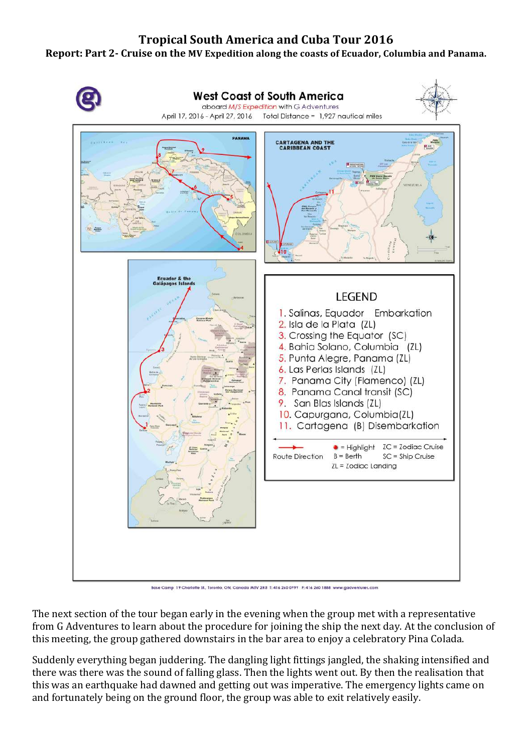# Tropical South America and Cuba Tour 2016

## Report: Part 2- Cruise on the MV Expedition along the coasts of Ecuador, Columbia and Panama.

**West Coast of South America**

aboard *M/S Expedition* with G Adventures

April 17, 2016 - April 27, 2016 Total Distance = 1,927 nautical miles

**LEGEND**

1. Salinas, Equador Embarkation
2. Isla de la Plata (ZL)
3. Crossing the Equator (SC)
4. Bahia Solano, Columbia (ZL)
5. Punta Alegre, Panama (ZL)
6. Las Perlas Islands (ZL)
7. Panama City (Flamenco) (ZL)
8. Panama Canal transit (SC)
9. San Blas Islands (ZL)
10. Capurgana, Columbia(ZL)
11. Cartagena (B) Disembarkation

Route Direction; ● = Highlight; B = Berth; ZL = Zodiac Landing; ZC = Zodiac Cruise; SC = Ship Cruise

The next section of the tour began early in the evening when the group met with a representative from G Adventures to learn about the procedure for joining the ship the next day. At the conclusion of this meeting, the group gathered downstairs in the bar area to enjoy a celebratory Pina Colada.

Suddenly everything began juddering. The dangling light fittings jangled, the shaking intensified and there was there was the sound of falling glass. Then the lights went out. By then the realisation that this was an earthquake had dawned and getting out was imperative. The emergency lights came on and fortunately being on the ground floor, the group was able to exit relatively easily.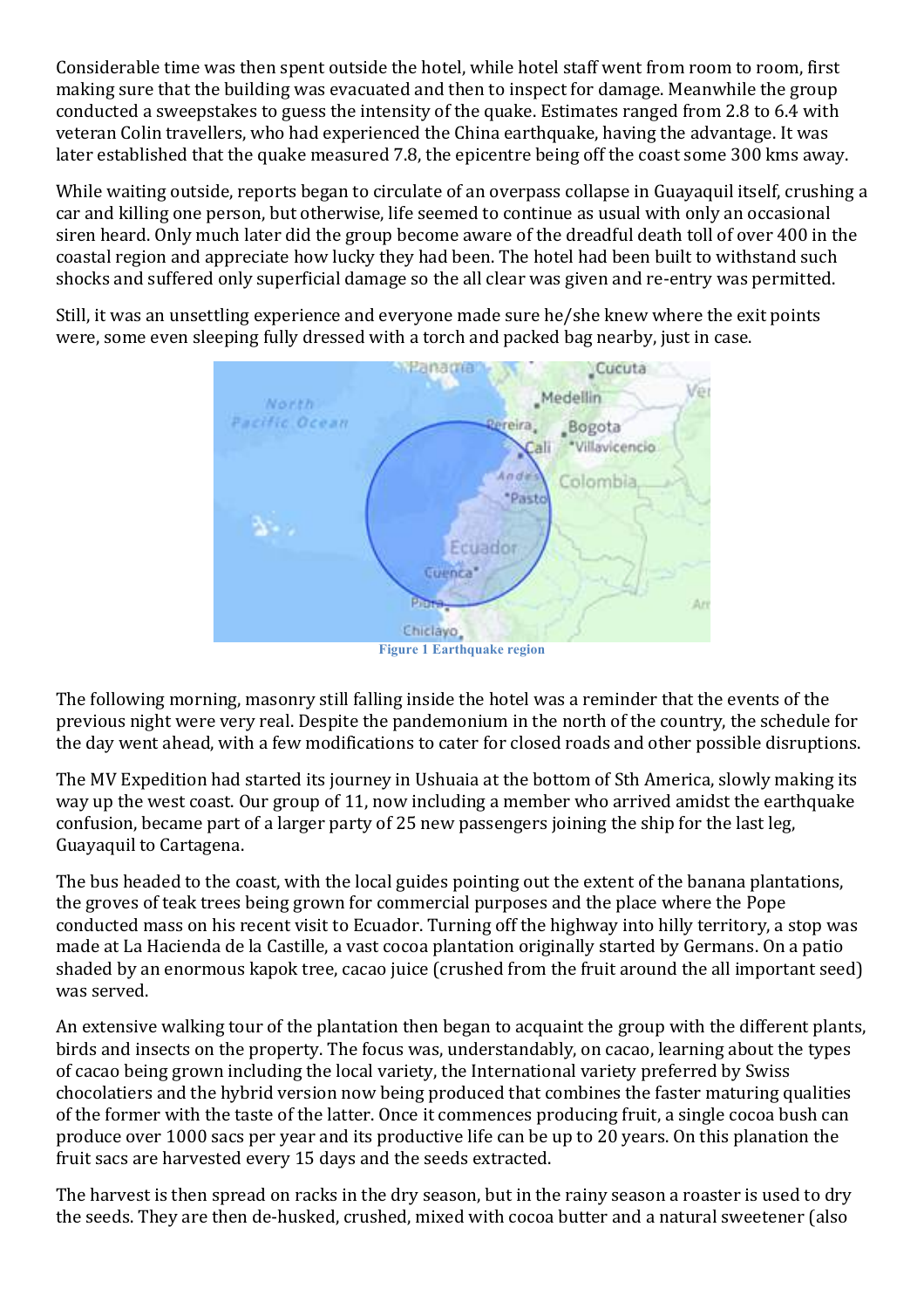Considerable time was then spent outside the hotel, while hotel staff went from room to room, first making sure that the building was evacuated and then to inspect for damage. Meanwhile the group conducted a sweepstakes to guess the intensity of the quake. Estimates ranged from 2.8 to 6.4 with veteran Colin travellers, who had experienced the China earthquake, having the advantage. It was later established that the quake measured 7.8, the epicentre being off the coast some 300 kms away.

While waiting outside, reports began to circulate of an overpass collapse in Guayaquil itself, crushing a car and killing one person, but otherwise, life seemed to continue as usual with only an occasional siren heard. Only much later did the group become aware of the dreadful death toll of over 400 in the coastal region and appreciate how lucky they had been. The hotel had been built to withstand such shocks and suffered only superficial damage so the all clear was given and re-entry was permitted.

Still, it was an unsettling experience and everyone made sure he/she knew where the exit points were, some even sleeping fully dressed with a torch and packed bag nearby, just in case.

Figure 1 Earthquake region

The following morning, masonry still falling inside the hotel was a reminder that the events of the previous night were very real. Despite the pandemonium in the north of the country, the schedule for the day went ahead, with a few modifications to cater for closed roads and other possible disruptions.

The MV Expedition had started its journey in Ushuaia at the bottom of Sth America, slowly making its way up the west coast. Our group of 11, now including a member who arrived amidst the earthquake confusion, became part of a larger party of 25 new passengers joining the ship for the last leg, Guayaquil to Cartagena.

The bus headed to the coast, with the local guides pointing out the extent of the banana plantations, the groves of teak trees being grown for commercial purposes and the place where the Pope conducted mass on his recent visit to Ecuador. Turning off the highway into hilly territory, a stop was made at La Hacienda de la Castille, a vast cocoa plantation originally started by Germans. On a patio shaded by an enormous kapok tree, cacao juice (crushed from the fruit around the all important seed) was served.

An extensive walking tour of the plantation then began to acquaint the group with the different plants, birds and insects on the property. The focus was, understandably, on cacao, learning about the types of cacao being grown including the local variety, the International variety preferred by Swiss chocolatiers and the hybrid version now being produced that combines the faster maturing qualities of the former with the taste of the latter. Once it commences producing fruit, a single cocoa bush can produce over 1000 sacs per year and its productive life can be up to 20 years. On this planation the fruit sacs are harvested every 15 days and the seeds extracted.

The harvest is then spread on racks in the dry season, but in the rainy season a roaster is used to dry the seeds. They are then de-husked, crushed, mixed with cocoa butter and a natural sweetener (also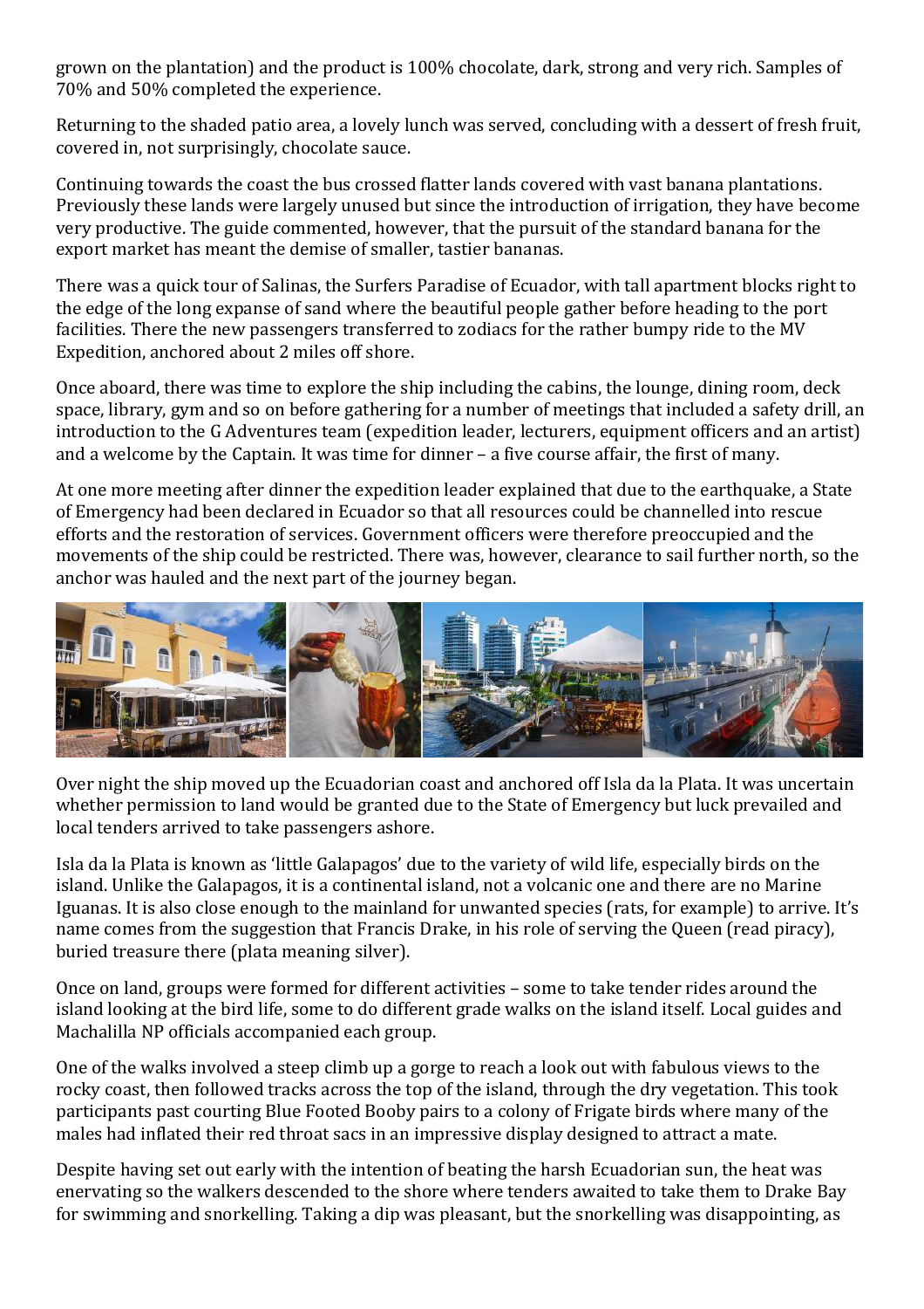grown on the plantation) and the product is 100% chocolate, dark, strong and very rich. Samples of 70% and 50% completed the experience.

Returning to the shaded patio area, a lovely lunch was served, concluding with a dessert of fresh fruit, covered in, not surprisingly, chocolate sauce.

Continuing towards the coast the bus crossed flatter lands covered with vast banana plantations. Previously these lands were largely unused but since the introduction of irrigation, they have become very productive. The guide commented, however, that the pursuit of the standard banana for the export market has meant the demise of smaller, tastier bananas.

There was a quick tour of Salinas, the Surfers Paradise of Ecuador, with tall apartment blocks right to the edge of the long expanse of sand where the beautiful people gather before heading to the port facilities. There the new passengers transferred to zodiacs for the rather bumpy ride to the MV Expedition, anchored about 2 miles off shore.

Once aboard, there was time to explore the ship including the cabins, the lounge, dining room, deck space, library, gym and so on before gathering for a number of meetings that included a safety drill, an introduction to the G Adventures team (expedition leader, lecturers, equipment officers and an artist) and a welcome by the Captain. It was time for dinner – a five course affair, the first of many.

At one more meeting after dinner the expedition leader explained that due to the earthquake, a State of Emergency had been declared in Ecuador so that all resources could be channelled into rescue efforts and the restoration of services. Government officers were therefore preoccupied and the movements of the ship could be restricted. There was, however, clearance to sail further north, so the anchor was hauled and the next part of the journey began.

Over night the ship moved up the Ecuadorian coast and anchored off Isla da la Plata. It was uncertain whether permission to land would be granted due to the State of Emergency but luck prevailed and local tenders arrived to take passengers ashore.

Isla da la Plata is known as 'little Galapagos' due to the variety of wild life, especially birds on the island. Unlike the Galapagos, it is a continental island, not a volcanic one and there are no Marine Iguanas. It is also close enough to the mainland for unwanted species (rats, for example) to arrive. It's name comes from the suggestion that Francis Drake, in his role of serving the Queen (read piracy), buried treasure there (plata meaning silver).

Once on land, groups were formed for different activities – some to take tender rides around the island looking at the bird life, some to do different grade walks on the island itself. Local guides and Machalilla NP officials accompanied each group.

One of the walks involved a steep climb up a gorge to reach a look out with fabulous views to the rocky coast, then followed tracks across the top of the island, through the dry vegetation. This took participants past courting Blue Footed Booby pairs to a colony of Frigate birds where many of the males had inflated their red throat sacs in an impressive display designed to attract a mate.

Despite having set out early with the intention of beating the harsh Ecuadorian sun, the heat was enervating so the walkers descended to the shore where tenders awaited to take them to Drake Bay for swimming and snorkelling. Taking a dip was pleasant, but the snorkelling was disappointing, as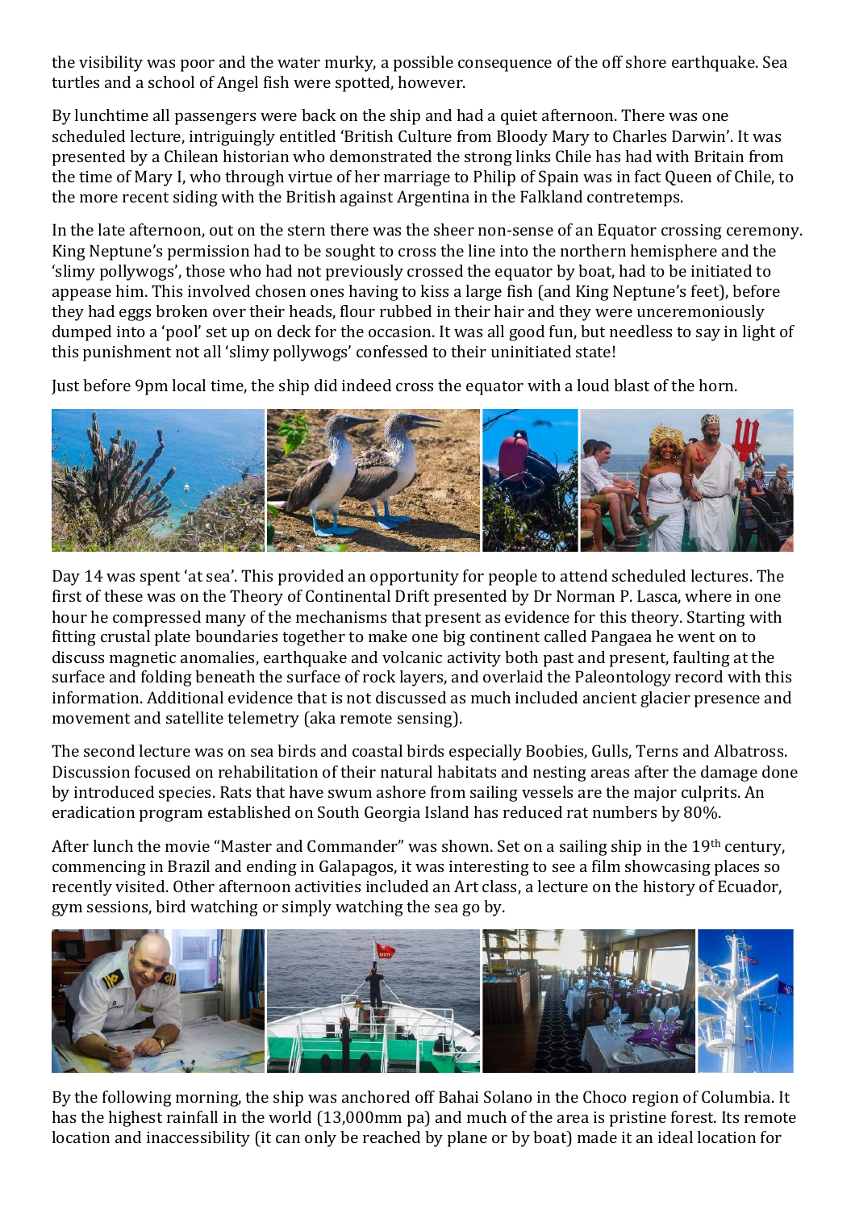the visibility was poor and the water murky, a possible consequence of the off shore earthquake. Sea turtles and a school of Angel fish were spotted, however.

By lunchtime all passengers were back on the ship and had a quiet afternoon. There was one scheduled lecture, intriguingly entitled 'British Culture from Bloody Mary to Charles Darwin'. It was presented by a Chilean historian who demonstrated the strong links Chile has had with Britain from the time of Mary I, who through virtue of her marriage to Philip of Spain was in fact Queen of Chile, to the more recent siding with the British against Argentina in the Falkland contretemps.

In the late afternoon, out on the stern there was the sheer non-sense of an Equator crossing ceremony. King Neptune's permission had to be sought to cross the line into the northern hemisphere and the 'slimy pollywogs', those who had not previously crossed the equator by boat, had to be initiated to appease him. This involved chosen ones having to kiss a large fish (and King Neptune's feet), before they had eggs broken over their heads, flour rubbed in their hair and they were unceremoniously dumped into a 'pool' set up on deck for the occasion. It was all good fun, but needless to say in light of this punishment not all 'slimy pollywogs' confessed to their uninitiated state!

Just before 9pm local time, the ship did indeed cross the equator with a loud blast of the horn.

Day 14 was spent 'at sea'. This provided an opportunity for people to attend scheduled lectures. The first of these was on the Theory of Continental Drift presented by Dr Norman P. Lasca, where in one hour he compressed many of the mechanisms that present as evidence for this theory. Starting with fitting crustal plate boundaries together to make one big continent called Pangaea he went on to discuss magnetic anomalies, earthquake and volcanic activity both past and present, faulting at the surface and folding beneath the surface of rock layers, and overlaid the Paleontology record with this information. Additional evidence that is not discussed as much included ancient glacier presence and movement and satellite telemetry (aka remote sensing).

The second lecture was on sea birds and coastal birds especially Boobies, Gulls, Terns and Albatross. Discussion focused on rehabilitation of their natural habitats and nesting areas after the damage done by introduced species. Rats that have swum ashore from sailing vessels are the major culprits. An eradication program established on South Georgia Island has reduced rat numbers by 80%.

After lunch the movie "Master and Commander" was shown. Set on a sailing ship in the 19th century, commencing in Brazil and ending in Galapagos, it was interesting to see a film showcasing places so recently visited. Other afternoon activities included an Art class, a lecture on the history of Ecuador, gym sessions, bird watching or simply watching the sea go by.

By the following morning, the ship was anchored off Bahai Solano in the Choco region of Columbia. It has the highest rainfall in the world (13,000mm pa) and much of the area is pristine forest. Its remote location and inaccessibility (it can only be reached by plane or by boat) made it an ideal location for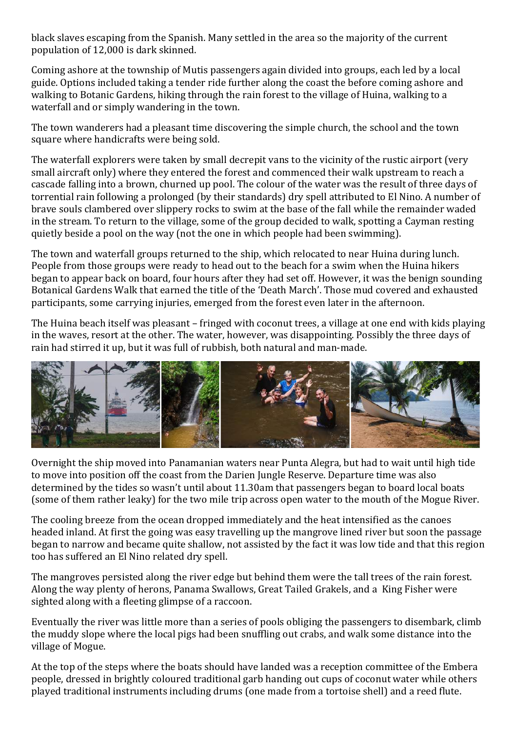black slaves escaping from the Spanish. Many settled in the area so the majority of the current population of 12,000 is dark skinned.

Coming ashore at the township of Mutis passengers again divided into groups, each led by a local guide. Options included taking a tender ride further along the coast the before coming ashore and walking to Botanic Gardens, hiking through the rain forest to the village of Huina, walking to a waterfall and or simply wandering in the town.

The town wanderers had a pleasant time discovering the simple church, the school and the town square where handicrafts were being sold.

The waterfall explorers were taken by small decrepit vans to the vicinity of the rustic airport (very small aircraft only) where they entered the forest and commenced their walk upstream to reach a cascade falling into a brown, churned up pool. The colour of the water was the result of three days of torrential rain following a prolonged (by their standards) dry spell attributed to El Nino. A number of brave souls clambered over slippery rocks to swim at the base of the fall while the remainder waded in the stream. To return to the village, some of the group decided to walk, spotting a Cayman resting quietly beside a pool on the way (not the one in which people had been swimming).

The town and waterfall groups returned to the ship, which relocated to near Huina during lunch. People from those groups were ready to head out to the beach for a swim when the Huina hikers began to appear back on board, four hours after they had set off. However, it was the benign sounding Botanical Gardens Walk that earned the title of the 'Death March'. Those mud covered and exhausted participants, some carrying injuries, emerged from the forest even later in the afternoon.

The Huina beach itself was pleasant – fringed with coconut trees, a village at one end with kids playing in the waves, resort at the other. The water, however, was disappointing. Possibly the three days of rain had stirred it up, but it was full of rubbish, both natural and man-made.

Overnight the ship moved into Panamanian waters near Punta Alegra, but had to wait until high tide to move into position off the coast from the Darien Jungle Reserve. Departure time was also determined by the tides so wasn't until about 11.30am that passengers began to board local boats (some of them rather leaky) for the two mile trip across open water to the mouth of the Mogue River.

The cooling breeze from the ocean dropped immediately and the heat intensified as the canoes headed inland. At first the going was easy travelling up the mangrove lined river but soon the passage began to narrow and became quite shallow, not assisted by the fact it was low tide and that this region too has suffered an El Nino related dry spell.

The mangroves persisted along the river edge but behind them were the tall trees of the rain forest. Along the way plenty of herons, Panama Swallows, Great Tailed Grakels, and a King Fisher were sighted along with a fleeting glimpse of a raccoon.

Eventually the river was little more than a series of pools obliging the passengers to disembark, climb the muddy slope where the local pigs had been snuffling out crabs, and walk some distance into the village of Mogue.

At the top of the steps where the boats should have landed was a reception committee of the Embera people, dressed in brightly coloured traditional garb handing out cups of coconut water while others played traditional instruments including drums (one made from a tortoise shell) and a reed flute.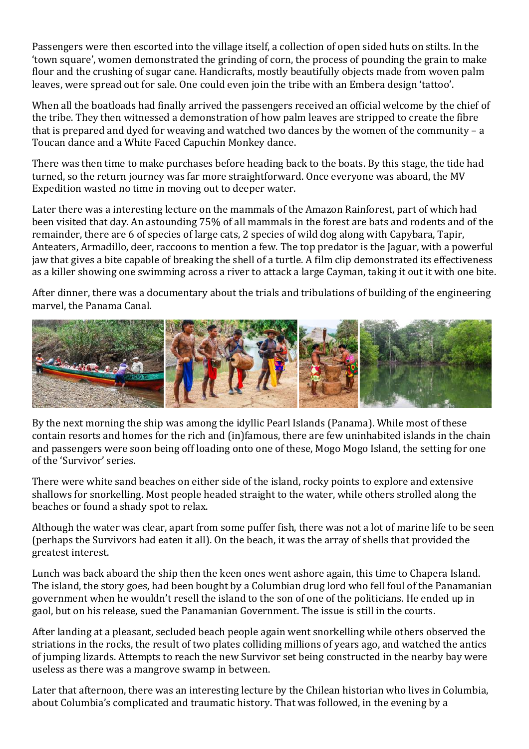Passengers were then escorted into the village itself, a collection of open sided huts on stilts. In the 'town square', women demonstrated the grinding of corn, the process of pounding the grain to make flour and the crushing of sugar cane. Handicrafts, mostly beautifully objects made from woven palm leaves, were spread out for sale. One could even join the tribe with an Embera design 'tattoo'.

When all the boatloads had finally arrived the passengers received an official welcome by the chief of the tribe. They then witnessed a demonstration of how palm leaves are stripped to create the fibre that is prepared and dyed for weaving and watched two dances by the women of the community – a Toucan dance and a White Faced Capuchin Monkey dance.

There was then time to make purchases before heading back to the boats. By this stage, the tide had turned, so the return journey was far more straightforward. Once everyone was aboard, the MV Expedition wasted no time in moving out to deeper water.

Later there was a interesting lecture on the mammals of the Amazon Rainforest, part of which had been visited that day. An astounding 75% of all mammals in the forest are bats and rodents and of the remainder, there are 6 of species of large cats, 2 species of wild dog along with Capybara, Tapir, Anteaters, Armadillo, deer, raccoons to mention a few. The top predator is the Jaguar, with a powerful jaw that gives a bite capable of breaking the shell of a turtle. A film clip demonstrated its effectiveness as a killer showing one swimming across a river to attack a large Cayman, taking it out it with one bite.

After dinner, there was a documentary about the trials and tribulations of building of the engineering marvel, the Panama Canal.

By the next morning the ship was among the idyllic Pearl Islands (Panama). While most of these contain resorts and homes for the rich and (in)famous, there are few uninhabited islands in the chain and passengers were soon being off loading onto one of these, Mogo Mogo Island, the setting for one of the 'Survivor' series.

There were white sand beaches on either side of the island, rocky points to explore and extensive shallows for snorkelling. Most people headed straight to the water, while others strolled along the beaches or found a shady spot to relax.

Although the water was clear, apart from some puffer fish, there was not a lot of marine life to be seen (perhaps the Survivors had eaten it all). On the beach, it was the array of shells that provided the greatest interest.

Lunch was back aboard the ship then the keen ones went ashore again, this time to Chapera Island. The island, the story goes, had been bought by a Columbian drug lord who fell foul of the Panamanian government when he wouldn't resell the island to the son of one of the politicians. He ended up in gaol, but on his release, sued the Panamanian Government. The issue is still in the courts.

After landing at a pleasant, secluded beach people again went snorkelling while others observed the striations in the rocks, the result of two plates colliding millions of years ago, and watched the antics of jumping lizards. Attempts to reach the new Survivor set being constructed in the nearby bay were useless as there was a mangrove swamp in between.

Later that afternoon, there was an interesting lecture by the Chilean historian who lives in Columbia, about Columbia's complicated and traumatic history. That was followed, in the evening by a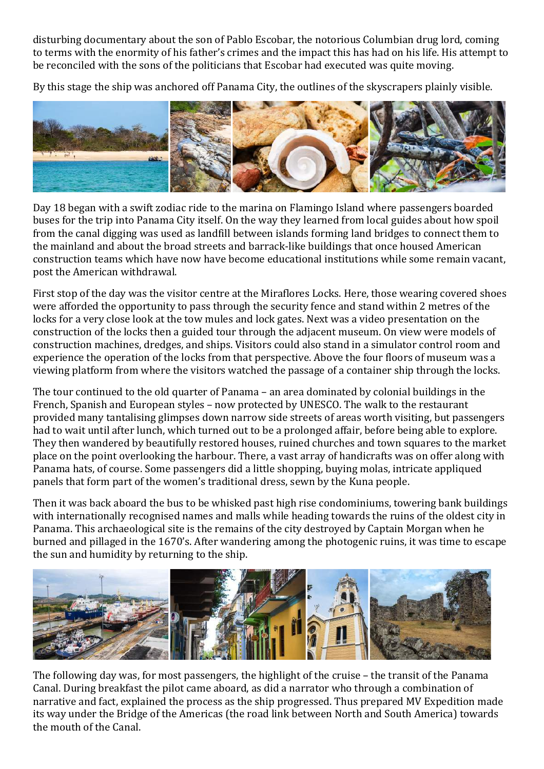disturbing documentary about the son of Pablo Escobar, the notorious Columbian drug lord, coming to terms with the enormity of his father's crimes and the impact this has had on his life. His attempt to be reconciled with the sons of the politicians that Escobar had executed was quite moving.

By this stage the ship was anchored off Panama City, the outlines of the skyscrapers plainly visible.

Day 18 began with a swift zodiac ride to the marina on Flamingo Island where passengers boarded buses for the trip into Panama City itself. On the way they learned from local guides about how spoil from the canal digging was used as landfill between islands forming land bridges to connect them to the mainland and about the broad streets and barrack-like buildings that once housed American construction teams which have now have become educational institutions while some remain vacant, post the American withdrawal.

First stop of the day was the visitor centre at the Miraflores Locks. Here, those wearing covered shoes were afforded the opportunity to pass through the security fence and stand within 2 metres of the locks for a very close look at the tow mules and lock gates. Next was a video presentation on the construction of the locks then a guided tour through the adjacent museum. On view were models of construction machines, dredges, and ships. Visitors could also stand in a simulator control room and experience the operation of the locks from that perspective. Above the four floors of museum was a viewing platform from where the visitors watched the passage of a container ship through the locks.

The tour continued to the old quarter of Panama – an area dominated by colonial buildings in the French, Spanish and European styles – now protected by UNESCO. The walk to the restaurant provided many tantalising glimpses down narrow side streets of areas worth visiting, but passengers had to wait until after lunch, which turned out to be a prolonged affair, before being able to explore. They then wandered by beautifully restored houses, ruined churches and town squares to the market place on the point overlooking the harbour. There, a vast array of handicrafts was on offer along with Panama hats, of course. Some passengers did a little shopping, buying molas, intricate appliqued panels that form part of the women's traditional dress, sewn by the Kuna people.

Then it was back aboard the bus to be whisked past high rise condominiums, towering bank buildings with internationally recognised names and malls while heading towards the ruins of the oldest city in Panama. This archaeological site is the remains of the city destroyed by Captain Morgan when he burned and pillaged in the 1670's. After wandering among the photogenic ruins, it was time to escape the sun and humidity by returning to the ship.

The following day was, for most passengers, the highlight of the cruise – the transit of the Panama Canal. During breakfast the pilot came aboard, as did a narrator who through a combination of narrative and fact, explained the process as the ship progressed. Thus prepared MV Expedition made its way under the Bridge of the Americas (the road link between North and South America) towards the mouth of the Canal.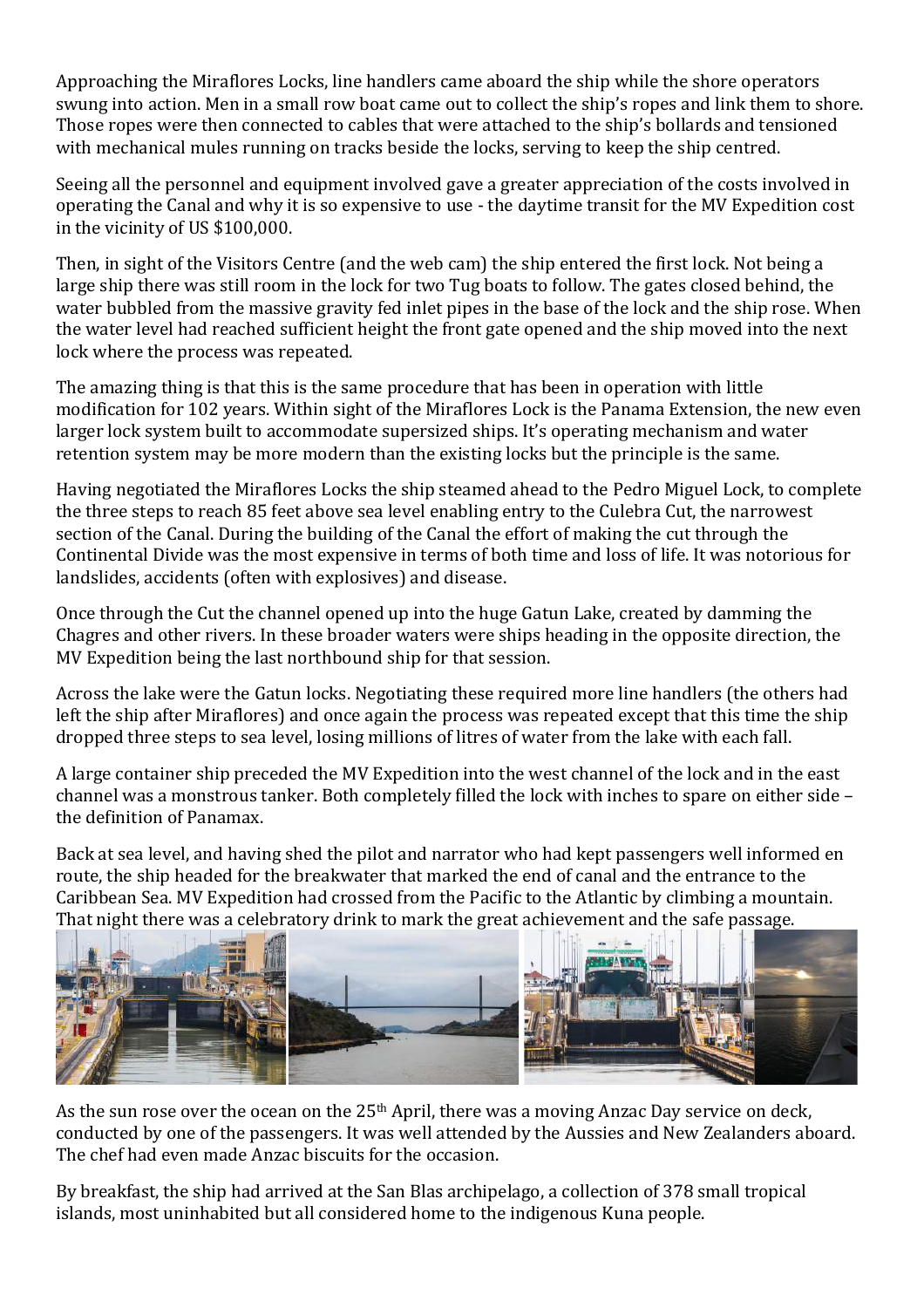Approaching the Miraflores Locks, line handlers came aboard the ship while the shore operators swung into action. Men in a small row boat came out to collect the ship's ropes and link them to shore. Those ropes were then connected to cables that were attached to the ship's bollards and tensioned with mechanical mules running on tracks beside the locks, serving to keep the ship centred.

Seeing all the personnel and equipment involved gave a greater appreciation of the costs involved in operating the Canal and why it is so expensive to use - the daytime transit for the MV Expedition cost in the vicinity of US $100,000.

Then, in sight of the Visitors Centre (and the web cam) the ship entered the first lock. Not being a large ship there was still room in the lock for two Tug boats to follow. The gates closed behind, the water bubbled from the massive gravity fed inlet pipes in the base of the lock and the ship rose. When the water level had reached sufficient height the front gate opened and the ship moved into the next lock where the process was repeated.

The amazing thing is that this is the same procedure that has been in operation with little modification for 102 years. Within sight of the Miraflores Lock is the Panama Extension, the new even larger lock system built to accommodate supersized ships. It's operating mechanism and water retention system may be more modern than the existing locks but the principle is the same.

Having negotiated the Miraflores Locks the ship steamed ahead to the Pedro Miguel Lock, to complete the three steps to reach 85 feet above sea level enabling entry to the Culebra Cut, the narrowest section of the Canal. During the building of the Canal the effort of making the cut through the Continental Divide was the most expensive in terms of both time and loss of life. It was notorious for landslides, accidents (often with explosives) and disease.

Once through the Cut the channel opened up into the huge Gatun Lake, created by damming the Chagres and other rivers. In these broader waters were ships heading in the opposite direction, the MV Expedition being the last northbound ship for that session.

Across the lake were the Gatun locks. Negotiating these required more line handlers (the others had left the ship after Miraflores) and once again the process was repeated except that this time the ship dropped three steps to sea level, losing millions of litres of water from the lake with each fall.

A large container ship preceded the MV Expedition into the west channel of the lock and in the east channel was a monstrous tanker. Both completely filled the lock with inches to spare on either side – the definition of Panamax.

Back at sea level, and having shed the pilot and narrator who had kept passengers well informed en route, the ship headed for the breakwater that marked the end of canal and the entrance to the Caribbean Sea. MV Expedition had crossed from the Pacific to the Atlantic by climbing a mountain. That night there was a celebratory drink to mark the great achievement and the safe passage.

As the sun rose over the ocean on the 25th April, there was a moving Anzac Day service on deck, conducted by one of the passengers. It was well attended by the Aussies and New Zealanders aboard. The chef had even made Anzac biscuits for the occasion.

By breakfast, the ship had arrived at the San Blas archipelago, a collection of 378 small tropical islands, most uninhabited but all considered home to the indigenous Kuna people.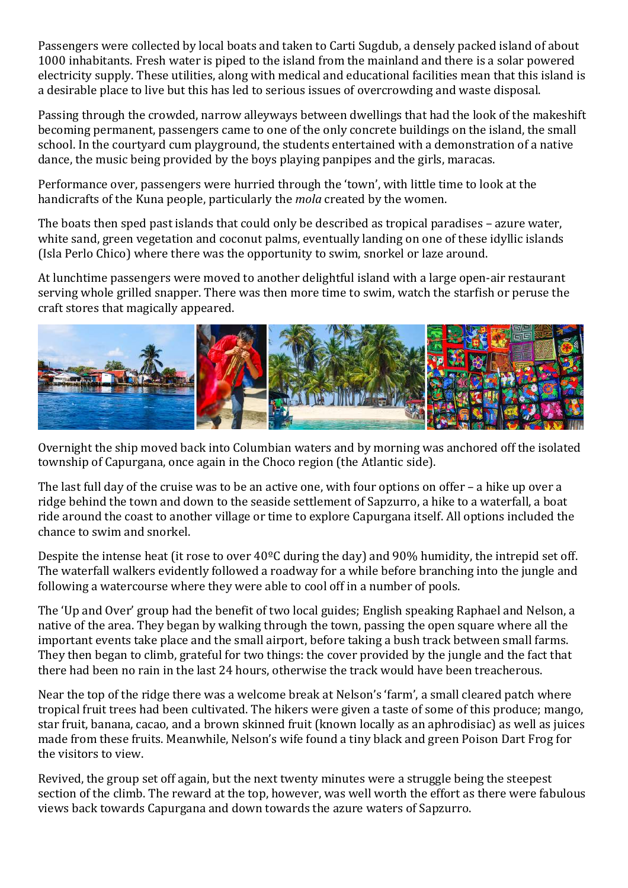Passengers were collected by local boats and taken to Carti Sugdub, a densely packed island of about 1000 inhabitants. Fresh water is piped to the island from the mainland and there is a solar powered electricity supply. These utilities, along with medical and educational facilities mean that this island is a desirable place to live but this has led to serious issues of overcrowding and waste disposal.

Passing through the crowded, narrow alleyways between dwellings that had the look of the makeshift becoming permanent, passengers came to one of the only concrete buildings on the island, the small school. In the courtyard cum playground, the students entertained with a demonstration of a native dance, the music being provided by the boys playing panpipes and the girls, maracas.

Performance over, passengers were hurried through the 'town', with little time to look at the handicrafts of the Kuna people, particularly the *mola* created by the women.

The boats then sped past islands that could only be described as tropical paradises – azure water, white sand, green vegetation and coconut palms, eventually landing on one of these idyllic islands (Isla Perlo Chico) where there was the opportunity to swim, snorkel or laze around.

At lunchtime passengers were moved to another delightful island with a large open-air restaurant serving whole grilled snapper. There was then more time to swim, watch the starfish or peruse the craft stores that magically appeared.

Overnight the ship moved back into Columbian waters and by morning was anchored off the isolated township of Capurgana, once again in the Choco region (the Atlantic side).

The last full day of the cruise was to be an active one, with four options on offer – a hike up over a ridge behind the town and down to the seaside settlement of Sapzurro, a hike to a waterfall, a boat ride around the coast to another village or time to explore Capurgana itself. All options included the chance to swim and snorkel.

Despite the intense heat (it rose to over 40ºC during the day) and 90% humidity, the intrepid set off. The waterfall walkers evidently followed a roadway for a while before branching into the jungle and following a watercourse where they were able to cool off in a number of pools.

The 'Up and Over' group had the benefit of two local guides; English speaking Raphael and Nelson, a native of the area. They began by walking through the town, passing the open square where all the important events take place and the small airport, before taking a bush track between small farms. They then began to climb, grateful for two things: the cover provided by the jungle and the fact that there had been no rain in the last 24 hours, otherwise the track would have been treacherous.

Near the top of the ridge there was a welcome break at Nelson's 'farm', a small cleared patch where tropical fruit trees had been cultivated. The hikers were given a taste of some of this produce; mango, star fruit, banana, cacao, and a brown skinned fruit (known locally as an aphrodisiac) as well as juices made from these fruits. Meanwhile, Nelson's wife found a tiny black and green Poison Dart Frog for the visitors to view.

Revived, the group set off again, but the next twenty minutes were a struggle being the steepest section of the climb. The reward at the top, however, was well worth the effort as there were fabulous views back towards Capurgana and down towards the azure waters of Sapzurro.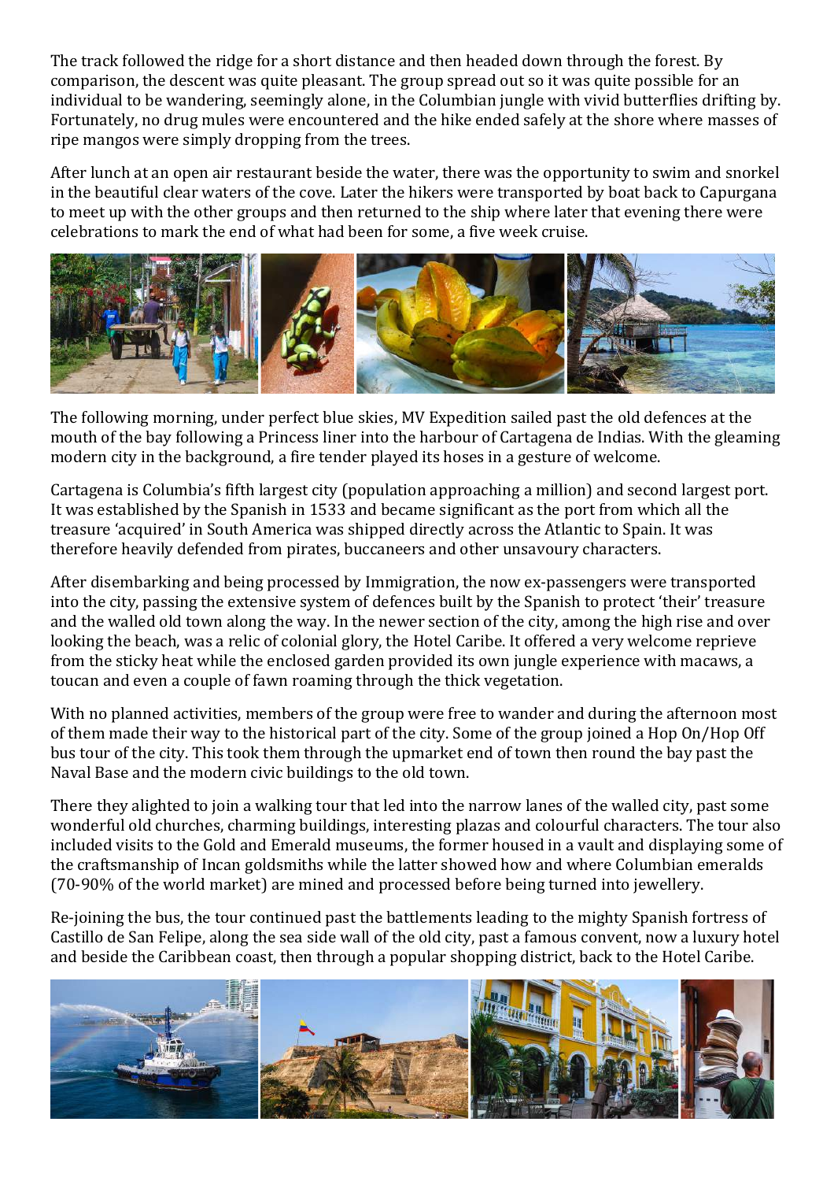The track followed the ridge for a short distance and then headed down through the forest. By comparison, the descent was quite pleasant. The group spread out so it was quite possible for an individual to be wandering, seemingly alone, in the Columbian jungle with vivid butterflies drifting by. Fortunately, no drug mules were encountered and the hike ended safely at the shore where masses of ripe mangos were simply dropping from the trees.

After lunch at an open air restaurant beside the water, there was the opportunity to swim and snorkel in the beautiful clear waters of the cove. Later the hikers were transported by boat back to Capurgana to meet up with the other groups and then returned to the ship where later that evening there were celebrations to mark the end of what had been for some, a five week cruise.

The following morning, under perfect blue skies, MV Expedition sailed past the old defences at the mouth of the bay following a Princess liner into the harbour of Cartagena de Indias. With the gleaming modern city in the background, a fire tender played its hoses in a gesture of welcome.

Cartagena is Columbia's fifth largest city (population approaching a million) and second largest port. It was established by the Spanish in 1533 and became significant as the port from which all the treasure 'acquired' in South America was shipped directly across the Atlantic to Spain. It was therefore heavily defended from pirates, buccaneers and other unsavoury characters.

After disembarking and being processed by Immigration, the now ex-passengers were transported into the city, passing the extensive system of defences built by the Spanish to protect 'their' treasure and the walled old town along the way. In the newer section of the city, among the high rise and over looking the beach, was a relic of colonial glory, the Hotel Caribe. It offered a very welcome reprieve from the sticky heat while the enclosed garden provided its own jungle experience with macaws, a toucan and even a couple of fawn roaming through the thick vegetation.

With no planned activities, members of the group were free to wander and during the afternoon most of them made their way to the historical part of the city. Some of the group joined a Hop On/Hop Off bus tour of the city. This took them through the upmarket end of town then round the bay past the Naval Base and the modern civic buildings to the old town.

There they alighted to join a walking tour that led into the narrow lanes of the walled city, past some wonderful old churches, charming buildings, interesting plazas and colourful characters. The tour also included visits to the Gold and Emerald museums, the former housed in a vault and displaying some of the craftsmanship of Incan goldsmiths while the latter showed how and where Columbian emeralds (70-90% of the world market) are mined and processed before being turned into jewellery.

Re-joining the bus, the tour continued past the battlements leading to the mighty Spanish fortress of Castillo de San Felipe, along the sea side wall of the old city, past a famous convent, now a luxury hotel and beside the Caribbean coast, then through a popular shopping district, back to the Hotel Caribe.